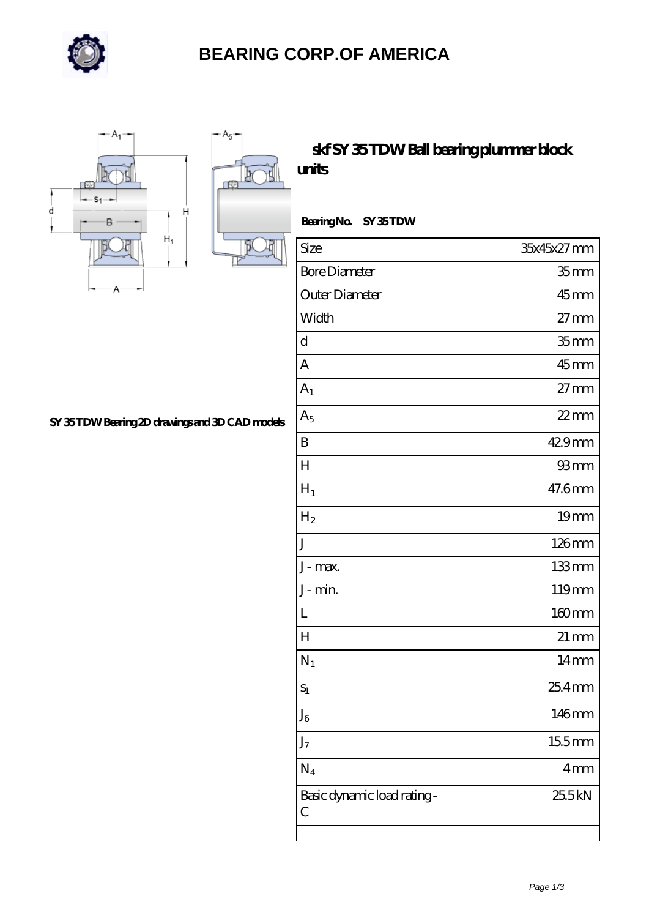# BEARING CORP.OF AMERICA

## skf SY 35 TDW Ball bearing plummer block units

SY 35 TDW Bearing 2D drawings and 3D CAD models

**Bearing No.** SY 35 TDW

| Size | 35x45x27 mm |
|---|---|
| Bore Diameter | 35 mm |
| Outer Diameter | 45 mm |
| Width | 27 mm |
| d | 35 mm |
| A | 45 mm |
| $A_1$ | 27 mm |
| $A_5$ | 22 mm |
| B | 42.9 mm |
| H | 93 mm |
| $H_1$ | 47.6 mm |
| $H_2$ | 19 mm |
| J | 126 mm |
| J - max. | 133 mm |
| J - min. | 119 mm |
| L | 160 mm |
| H | 21 mm |
| $N_1$ | 14 mm |
| $s_1$ | 25.4 mm |
| $J_6$ | 146 mm |
| $J_7$ | 15.5 mm |
| $N_4$ | 4 mm |
| Basic dynamic load rating - C | 25.5 kN |
| | |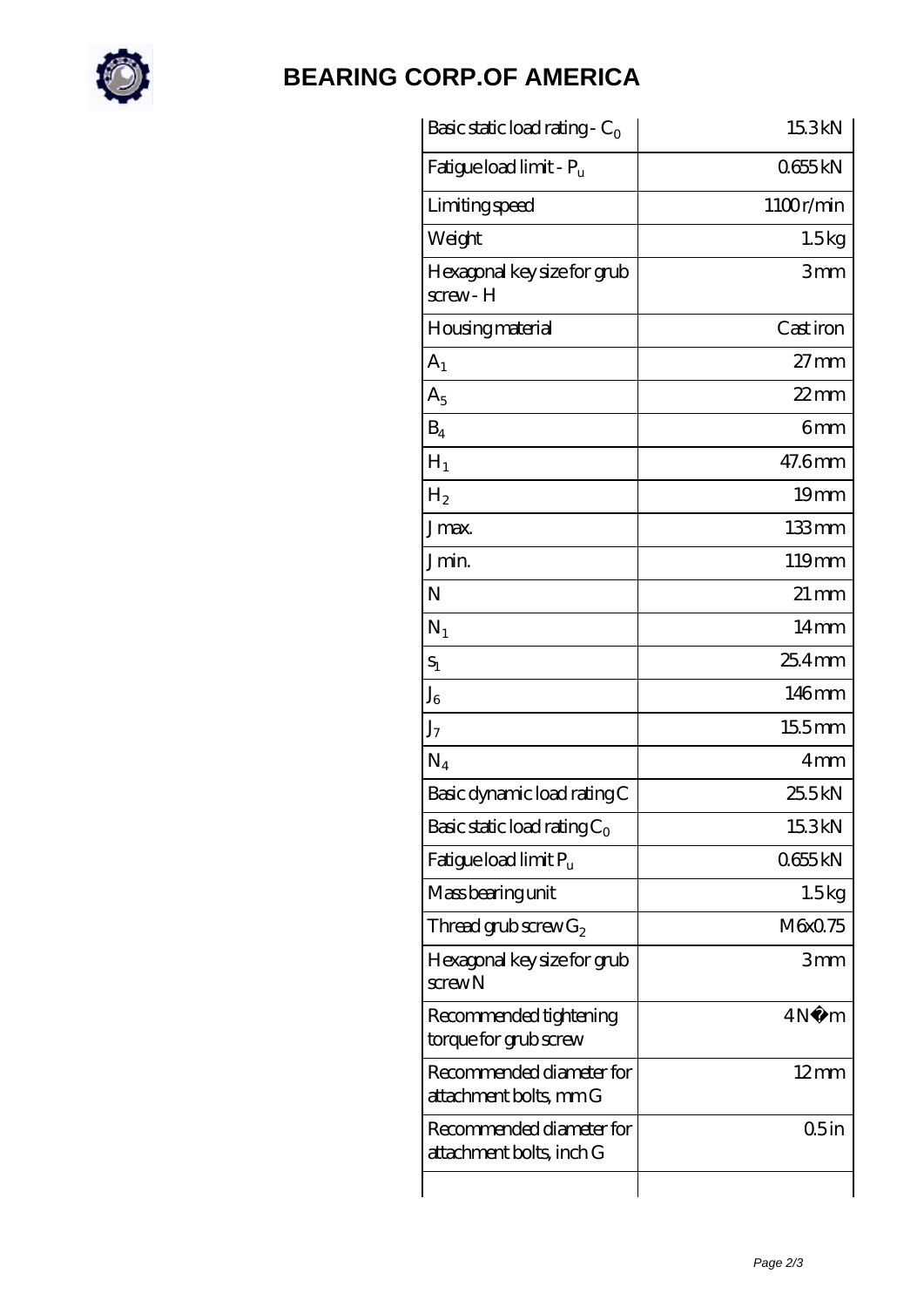| Basic static load rating - $C_0$ | 15.3 kN |
| --- | --- |
| Fatigue load limit - $P_u$ | 0.655 kN |
| Limiting speed | 1100 r/min |
| Weight | 1.5 kg |
| Hexagonal key size for grub screw - H | 3 mm |
| Housing material | Cast iron |
| $A_1$ | 27 mm |
| $A_5$ | 22 mm |
| $B_4$ | 6 mm |
| $H_1$ | 47.6 mm |
| $H_2$ | 19 mm |
| J max. | 133 mm |
| J min. | 119 mm |
| N | 21 mm |
| $N_1$ | 14 mm |
| $S_1$ | 25.4 mm |
| $J_6$ | 146 mm |
| $J_7$ | 15.5 mm |
| $N_4$ | 4 mm |
| Basic dynamic load rating C | 25.5 kN |
| Basic static load rating $C_0$ | 15.3 kN |
| Fatigue load limit $P_u$ | 0.655 kN |
| Mass bearing unit | 1.5 kg |
| Thread grub screw $G_2$ | M6x0.75 |
| Hexagonal key size for grub screw N | 3 mm |
| Recommended tightening torque for grub screw | 4 N�m |
| Recommended diameter for attachment bolts, mm G | 12 mm |
| Recommended diameter for attachment bolts, inch G | 0.5 in |
| | |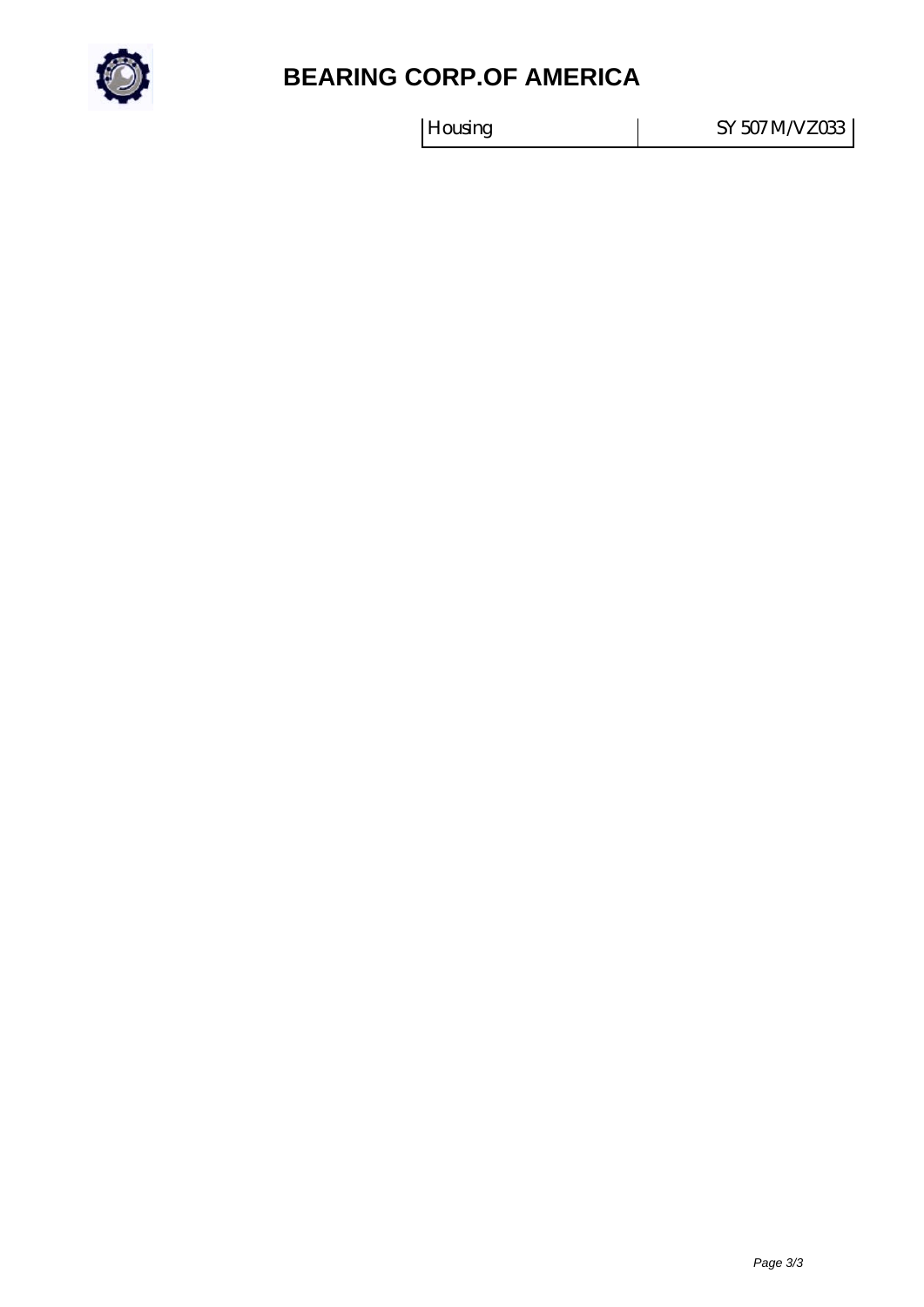| | |
|---|---|
| Housing | SY 507 M/VZ033 |